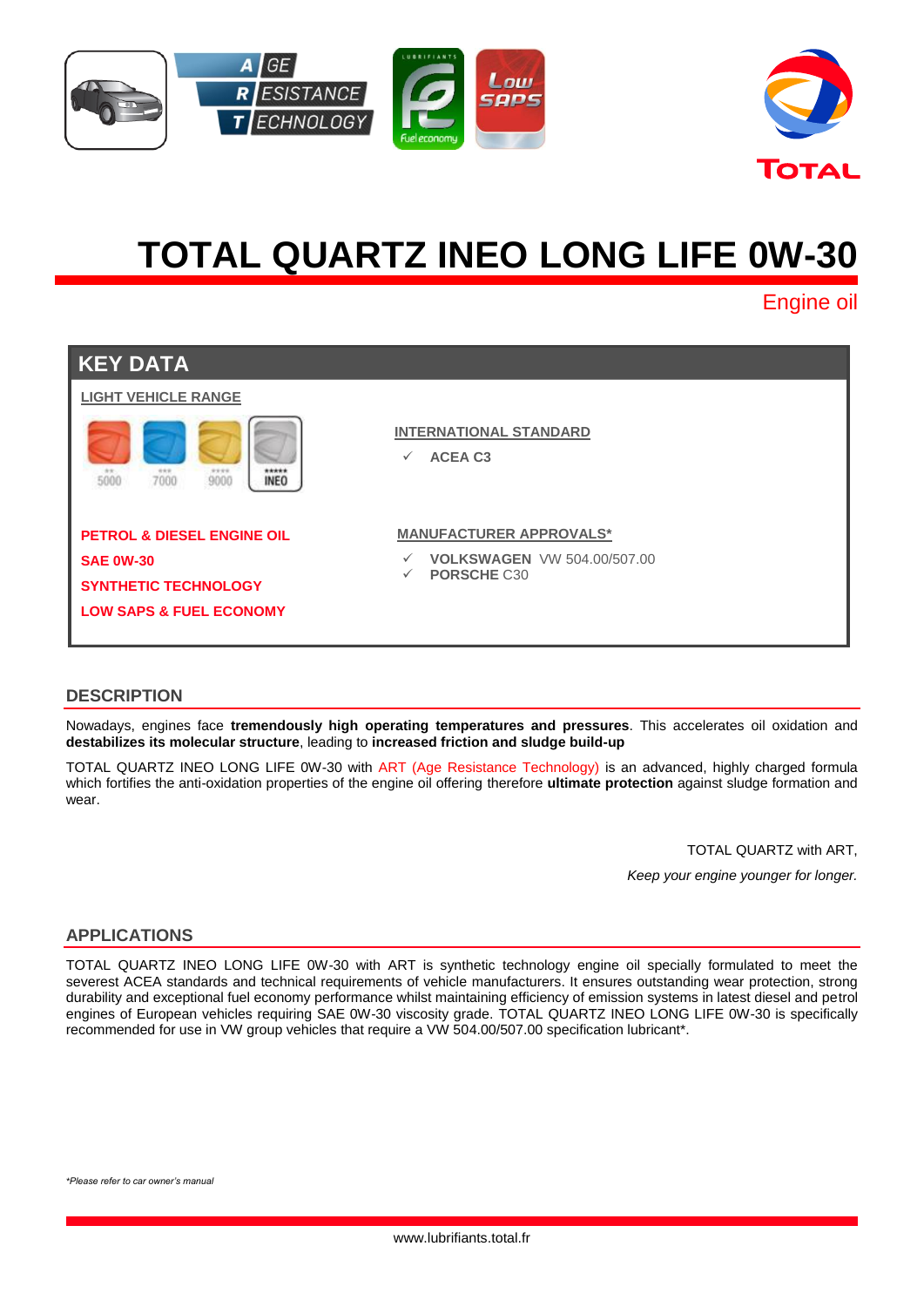# TOTAL QUARTZ INEO LONG LIFE 0W-30

Engine oil

## KEY DATA

LIGHT VEHICLE RANGE

5000 | 7000 | 9000 | INEO

**PETROL & DIESEL ENGINE OIL**

**SAE 0W-30**

**SYNTHETIC TECHNOLOGY**

**LOW SAPS & FUEL ECONOMY**

INTERNATIONAL STANDARD

- ✓ **ACEA C3**

MANUFACTURER APPROVALS*

- ✓ **VOLKSWAGEN** VW 504.00/507.00
- ✓ **PORSCHE** C30

## DESCRIPTION

Nowadays, engines face **tremendously high operating temperatures and pressures**. This accelerates oil oxidation and **destabilizes its molecular structure**, leading to **increased friction and sludge build-up**

TOTAL QUARTZ INEO LONG LIFE 0W-30 with ART (Age Resistance Technology) is an advanced, highly charged formula which fortifies the anti-oxidation properties of the engine oil offering therefore **ultimate protection** against sludge formation and wear.

TOTAL QUARTZ with ART,

*Keep your engine younger for longer.*

## APPLICATIONS

TOTAL QUARTZ INEO LONG LIFE 0W-30 with ART is synthetic technology engine oil specially formulated to meet the severest ACEA standards and technical requirements of vehicle manufacturers. It ensures outstanding wear protection, strong durability and exceptional fuel economy performance whilst maintaining efficiency of emission systems in latest diesel and petrol engines of European vehicles requiring SAE 0W-30 viscosity grade. TOTAL QUARTZ INEO LONG LIFE 0W-30 is specifically recommended for use in VW group vehicles that require a VW 504.00/507.00 specification lubricant*.

*\*Please refer to car owner's manual*

www.lubrifiants.total.fr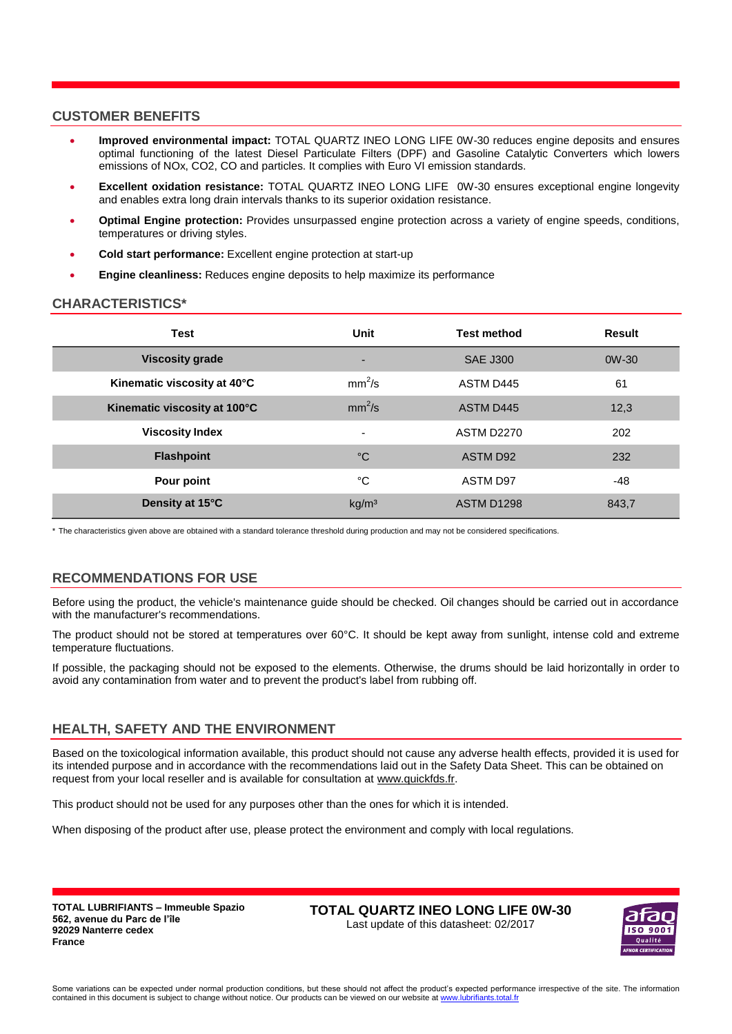## CUSTOMER BENEFITS

- **Improved environmental impact:** TOTAL QUARTZ INEO LONG LIFE 0W-30 reduces engine deposits and ensures optimal functioning of the latest Diesel Particulate Filters (DPF) and Gasoline Catalytic Converters which lowers emissions of NOx, CO2, CO and particles. It complies with Euro VI emission standards.
- **Excellent oxidation resistance:** TOTAL QUARTZ INEO LONG LIFE 0W-30 ensures exceptional engine longevity and enables extra long drain intervals thanks to its superior oxidation resistance.
- **Optimal Engine protection:** Provides unsurpassed engine protection across a variety of engine speeds, conditions, temperatures or driving styles.
- **Cold start performance:** Excellent engine protection at start-up
- **Engine cleanliness:** Reduces engine deposits to help maximize its performance

## CHARACTERISTICS*

| Test | Unit | Test method | Result |
|---|---|---|---|
| **Viscosity grade** | - | SAE J300 | 0W-30 |
| **Kinematic viscosity at 40°C** | $mm^2/s$ | ASTM D445 | 61 |
| **Kinematic viscosity at 100°C** | $mm^2/s$ | ASTM D445 | 12,3 |
| **Viscosity Index** | - | ASTM D2270 | 202 |
| **Flashpoint** | °C | ASTM D92 | 232 |
| **Pour point** | °C | ASTM D97 | -48 |
| **Density at 15°C** | $kg/m^3$ | ASTM D1298 | 843,7 |

* The characteristics given above are obtained with a standard tolerance threshold during production and may not be considered specifications.

## RECOMMENDATIONS FOR USE

Before using the product, the vehicle's maintenance guide should be checked. Oil changes should be carried out in accordance with the manufacturer's recommendations.

The product should not be stored at temperatures over 60°C. It should be kept away from sunlight, intense cold and extreme temperature fluctuations.

If possible, the packaging should not be exposed to the elements. Otherwise, the drums should be laid horizontally in order to avoid any contamination from water and to prevent the product's label from rubbing off.

## HEALTH, SAFETY AND THE ENVIRONMENT

Based on the toxicological information available, this product should not cause any adverse health effects, provided it is used for its intended purpose and in accordance with the recommendations laid out in the Safety Data Sheet. This can be obtained on request from your local reseller and is available for consultation at www.quickfds.fr.

This product should not be used for any purposes other than the ones for which it is intended.

When disposing of the product after use, please protect the environment and comply with local regulations.

**TOTAL LUBRIFIANTS – Immeuble Spazio**
**562, avenue du Parc de l'île**
**92029 Nanterre cedex**
**France**

**TOTAL QUARTZ INEO LONG LIFE 0W-30**
Last update of this datasheet: 02/2017

Some variations can be expected under normal production conditions, but these should not affect the product's expected performance irrespective of the site. The information contained in this document is subject to change without notice. Our products can be viewed on our website at www.lubrifiants.total.fr